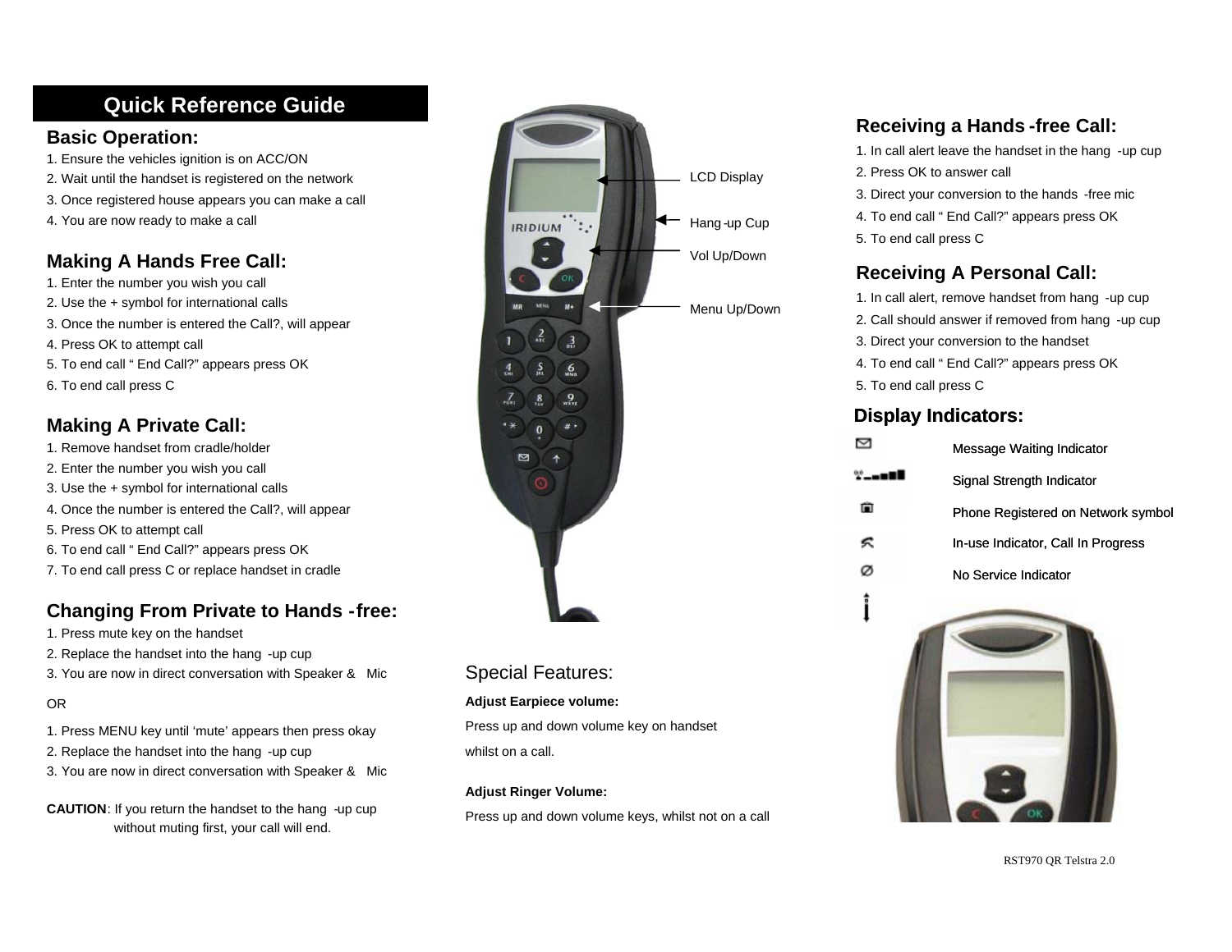# Quick Reference Guide

## Basic Operation:

1. Ensure the vehicles ignition is on ACC/ON
2. Wait until the handset is registered on the network
3. Once registered house appears you can make a call
4. You are now ready to make a call

## Making A Hands Free Call:

1. Enter the number you wish you call
2. Use the + symbol for international calls
3. Once the number is entered the Call?, will appear
4. Press OK to attempt call
5. To end call " End Call?" appears press OK
6. To end call press C

## Making A Private Call:

1. Remove handset from cradle/holder
2. Enter the number you wish you call
3. Use the + symbol for international calls
4. Once the number is entered the Call?, will appear
5. Press OK to attempt call
6. To end call " End Call?" appears press OK
7. To end call press C or replace handset in cradle

## Changing From Private to Hands -free:

1. Press mute key on the handset
2. Replace the handset into the hang -up cup
3. You are now in direct conversation with Speaker & Mic

OR

1. Press MENU key until 'mute' appears then press okay
2. Replace the handset into the hang -up cup
3. You are now in direct conversation with Speaker & Mic

**CAUTION**: If you return the handset to the hang -up cup without muting first, your call will end.

LCD Display

Hang-up Cup

Vol Up/Down

Menu Up/Down

## Special Features:

**Adjust Earpiece volume:**

Press up and down volume key on handset whilst on a call.

**Adjust Ringer Volume:**

Press up and down volume keys, whilst not on a call

## Receiving a Hands -free Call:

1. In call alert leave the handset in the hang -up cup
2. Press OK to answer call
3. Direct your conversion to the hands -free mic
4. To end call " End Call?" appears press OK
5. To end call press C

## Receiving A Personal Call:

1. In call alert, remove handset from hang -up cup
2. Call should answer if removed from hang -up cup
3. Direct your conversion to the handset
4. To end call " End Call?" appears press OK
5. To end call press C

## Display Indicators:

- Message Waiting Indicator
- Signal Strength Indicator
- Phone Registered on Network symbol
- In-use Indicator, Call In Progress
- No Service Indicator

RST970 QR Telstra 2.0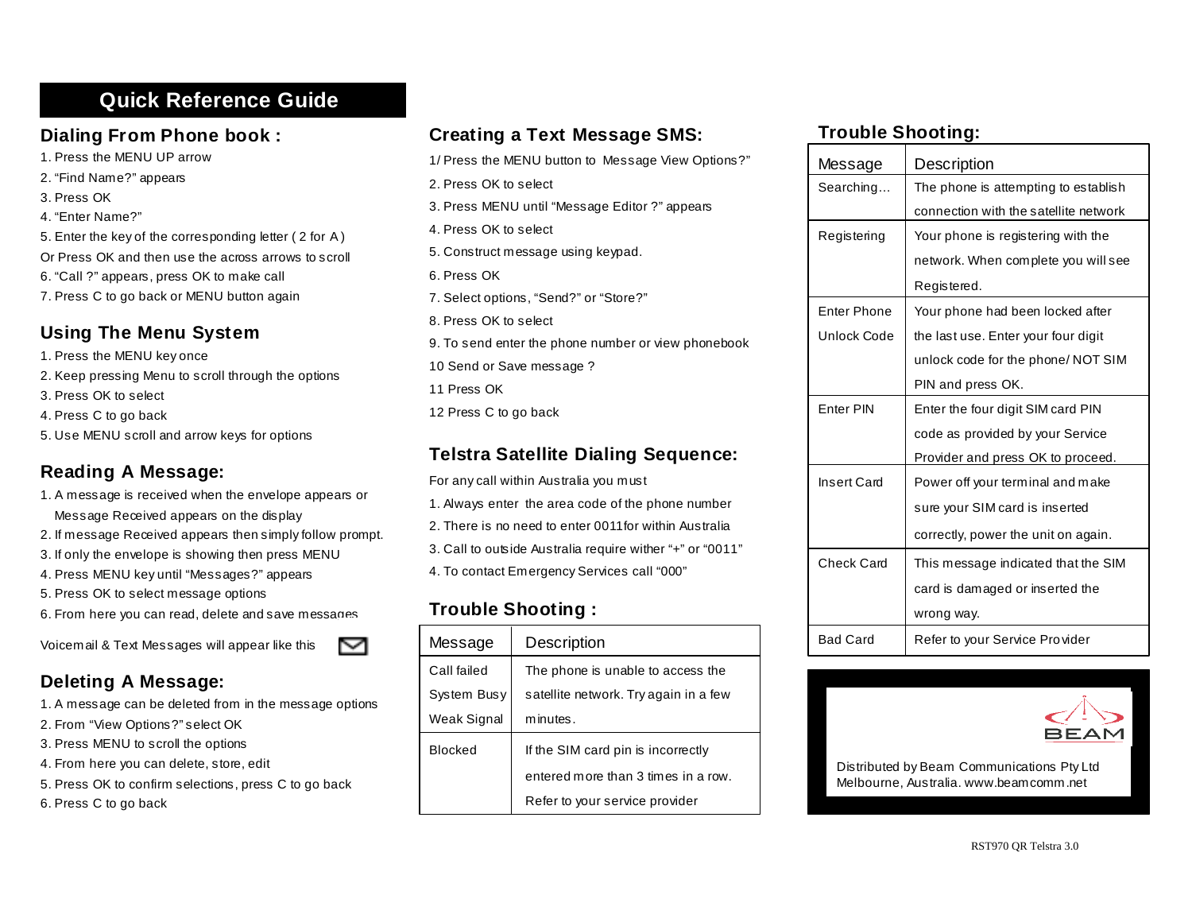# Quick Reference Guide

## Dialing From Phone book :

1. Press the MENU UP arrow
2. "Find Name?" appears
3. Press OK
4. "Enter Name?"
5. Enter the key of the corresponding letter ( 2 for A )

Or Press OK and then use the across arrows to scroll

6. "Call ?" appears, press OK to make call
7. Press C to go back or MENU button again

## Using The Menu System

1. Press the MENU key once
2. Keep pressing Menu to scroll through the options
3. Press OK to select
4. Press C to go back
5. Use MENU scroll and arrow keys for options

## Reading A Message:

1. A message is received when the envelope appears or Message Received appears on the display
2. If message Received appears then simply follow prompt.
3. If only the envelope is showing then press MENU
4. Press MENU key until "Messages?" appears
5. Press OK to select message options
6. From here you can read, delete and save messages

Voicemail & Text Messages will appear like this ✉

## Deleting A Message:

1. A message can be deleted from in the message options
2. From "View Options?" select OK
3. Press MENU to scroll the options
4. From here you can delete, store, edit
5. Press OK to confirm selections, press C to go back
6. Press C to go back

## Creating a Text Message SMS:

1/ Press the MENU button to Message View Options?"

2. Press OK to select
3. Press MENU until "Message Editor ?" appears
4. Press OK to select
5. Construct message using keypad.
6. Press OK
7. Select options, "Send?" or "Store?"
8. Press OK to select
9. To send enter the phone number or view phonebook

10 Send or Save message ?

11 Press OK

12 Press C to go back

## Telstra Satellite Dialing Sequence:

For any call within Australia you must

1. Always enter the area code of the phone number
2. There is no need to enter 0011for within Australia
3. Call to outside Australia require wither "+" or "0011"
4. To contact Emergency Services call "000"

## Trouble Shooting :

| Message | Description |
|---|---|
| Call failed<br>System Busy<br>Weak Signal | The phone is unable to access the satellite network. Try again in a few minutes. |
| Blocked | If the SIM card pin is incorrectly entered more than 3 times in a row. Refer to your service provider |

## Trouble Shooting:

| Message | Description |
|---|---|
| Searching… | The phone is attempting to establish connection with the satellite network |
| Registering | Your phone is registering with the network. When complete you will see Registered. |
| Enter Phone Unlock Code | Your phone had been locked after the last use. Enter your four digit unlock code for the phone/ NOT SIM PIN and press OK. |
| Enter PIN | Enter the four digit SIM card PIN code as provided by your Service Provider and press OK to proceed. |
| Insert Card | Power off your terminal and make sure your SIM card is inserted correctly, power the unit on again. |
| Check Card | This message indicated that the SIM card is damaged or inserted the wrong way. |
| Bad Card | Refer to your Service Provider |

BEAM

Distributed by Beam Communications Pty Ltd
Melbourne, Australia. www.beamcomm.net

RST970 QR Telstra 3.0